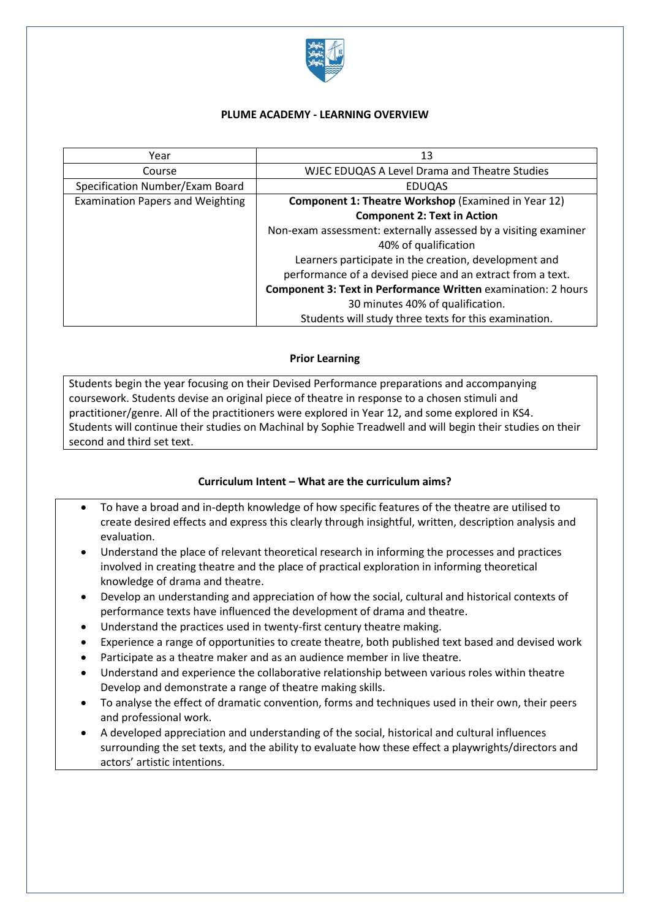# PLUME ACADEMY - LEARNING OVERVIEW

| Year | 13 |
|---|---|
| Course | WJEC EDUQAS A Level Drama and Theatre Studies |
| Specification Number/Exam Board | EDUQAS |
| Examination Papers and Weighting | **Component 1: Theatre Workshop** (Examined in Year 12)<br>**Component 2: Text in Action**<br>Non-exam assessment: externally assessed by a visiting examiner 40% of qualification<br>Learners participate in the creation, development and performance of a devised piece and an extract from a text.<br>**Component 3: Text in Performance Written** examination: 2 hours 30 minutes 40% of qualification.<br>Students will study three texts for this examination. |

## Prior Learning

Students begin the year focusing on their Devised Performance preparations and accompanying coursework. Students devise an original piece of theatre in response to a chosen stimuli and practitioner/genre. All of the practitioners were explored in Year 12, and some explored in KS4. Students will continue their studies on Machinal by Sophie Treadwell and will begin their studies on their second and third set text.

## Curriculum Intent – What are the curriculum aims?

- To have a broad and in-depth knowledge of how specific features of the theatre are utilised to create desired effects and express this clearly through insightful, written, description analysis and evaluation.
- Understand the place of relevant theoretical research in informing the processes and practices involved in creating theatre and the place of practical exploration in informing theoretical knowledge of drama and theatre.
- Develop an understanding and appreciation of how the social, cultural and historical contexts of performance texts have influenced the development of drama and theatre.
- Understand the practices used in twenty-first century theatre making.
- Experience a range of opportunities to create theatre, both published text based and devised work
- Participate as a theatre maker and as an audience member in live theatre.
- Understand and experience the collaborative relationship between various roles within theatre Develop and demonstrate a range of theatre making skills.
- To analyse the effect of dramatic convention, forms and techniques used in their own, their peers and professional work.
- A developed appreciation and understanding of the social, historical and cultural influences surrounding the set texts, and the ability to evaluate how these effect a playwrights/directors and actors' artistic intentions.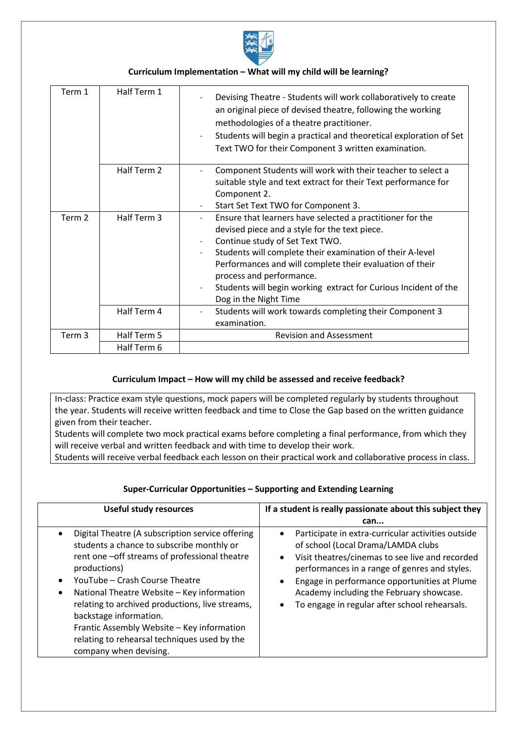**Curriculum Implementation – What will my child will be learning?**

| | | |
|---|---|---|
| Term 1 | Half Term 1 | - Devising Theatre - Students will work collaboratively to create an original piece of devised theatre, following the working methodologies of a theatre practitioner.<br>- Students will begin a practical and theoretical exploration of Set Text TWO for their Component 3 written examination. |
| | Half Term 2 | - Component Students will work with their teacher to select a suitable style and text extract for their Text performance for Component 2.<br>- Start Set Text TWO for Component 3. |
| Term 2 | Half Term 3 | - Ensure that learners have selected a practitioner for the devised piece and a style for the text piece.<br>- Continue study of Set Text TWO.<br>- Students will complete their examination of their A-level Performances and will complete their evaluation of their process and performance.<br>- Students will begin working extract for Curious Incident of the Dog in the Night Time |
| | Half Term 4 | - Students will work towards completing their Component 3 examination. |
| Term 3 | Half Term 5 | Revision and Assessment |
| | Half Term 6 | |

**Curriculum Impact – How will my child be assessed and receive feedback?**

In-class: Practice exam style questions, mock papers will be completed regularly by students throughout the year. Students will receive written feedback and time to Close the Gap based on the written guidance given from their teacher.
Students will complete two mock practical exams before completing a final performance, from which they will receive verbal and written feedback and with time to develop their work.
Students will receive verbal feedback each lesson on their practical work and collaborative process in class.

**Super-Curricular Opportunities – Supporting and Extending Learning**

| Useful study resources | If a student is really passionate about this subject they can... |
|---|---|
| • Digital Theatre (A subscription service offering students a chance to subscribe monthly or rent one –off streams of professional theatre productions)<br>• YouTube – Crash Course Theatre<br>• National Theatre Website – Key information relating to archived productions, live streams, backstage information.<br>Frantic Assembly Website – Key information relating to rehearsal techniques used by the company when devising. | • Participate in extra-curricular activities outside of school (Local Drama/LAMDA clubs<br>• Visit theatres/cinemas to see live and recorded performances in a range of genres and styles.<br>• Engage in performance opportunities at Plume Academy including the February showcase.<br>• To engage in regular after school rehearsals. |